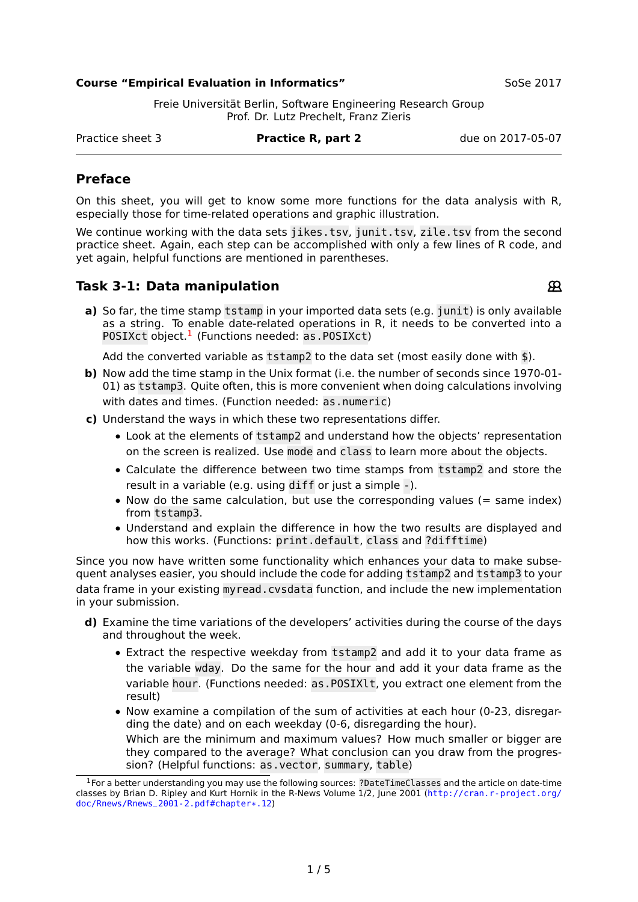**Course "Empirical Evaluation in Informatics"** SoSe 2017

Freie Universität Berlin, Software Engineering Research Group
Prof. Dr. Lutz Prechelt, Franz Zieris

Practice sheet 3 **Practice R, part 2** due on 2017-05-07

---

## Preface

On this sheet, you will get to know some more functions for the data analysis with R, especially those for time-related operations and graphic illustration.

We continue working with the data sets `jikes.tsv`, `junit.tsv`, `zile.tsv` from the second practice sheet. Again, each step can be accomplished with only a few lines of R code, and yet again, helpful functions are mentioned in parentheses.

## Task 3-1: Data manipulation

**a)** So far, the time stamp `tstamp` in your imported data sets (e.g. `junit`) is only available as a string. To enable date-related operations in R, it needs to be converted into a `POSIXct` object.[1] (Functions needed: `as.POSIXct`)

Add the converted variable as `tstamp2` to the data set (most easily done with `$`).

**b)** Now add the time stamp in the Unix format (i.e. the number of seconds since 1970-01-01) as `tstamp3`. Quite often, this is more convenient when doing calculations involving with dates and times. (Function needed: `as.numeric`)

**c)** Understand the ways in which these two representations differ.

- Look at the elements of `tstamp2` and understand how the objects' representation on the screen is realized. Use `mode` and `class` to learn more about the objects.
- Calculate the difference between two time stamps from `tstamp2` and store the result in a variable (e.g. using `diff` or just a simple `-`).
- Now do the same calculation, but use the corresponding values (= same index) from `tstamp3`.
- Understand and explain the difference in how the two results are displayed and how this works. (Functions: `print.default`, `class` and `?difftime`)

Since you now have written some functionality which enhances your data to make subsequent analyses easier, you should include the code for adding `tstamp2` and `tstamp3` to your data frame in your existing `myread.cvsdata` function, and include the new implementation in your submission.

**d)** Examine the time variations of the developers' activities during the course of the days and throughout the week.

- Extract the respective weekday from `tstamp2` and add it to your data frame as the variable `wday`. Do the same for the hour and add it your data frame as the variable `hour`. (Functions needed: `as.POSIXlt`, you extract one element from the result)
- Now examine a compilation of the sum of activities at each hour (0-23, disregarding the date) and on each weekday (0-6, disregarding the hour).
  Which are the minimum and maximum values? How much smaller or bigger are they compared to the average? What conclusion can you draw from the progression? (Helpful functions: `as.vector`, `summary`, `table`)

---

[1] For a better understanding you may use the following sources: `?DateTimeClasses` and the article on date-time classes by Brian D. Ripley and Kurt Hornik in the R-News Volume 1/2, June 2001 (http://cran.r-project.org/doc/Rnews/Rnews_2001-2.pdf#chapter*.12)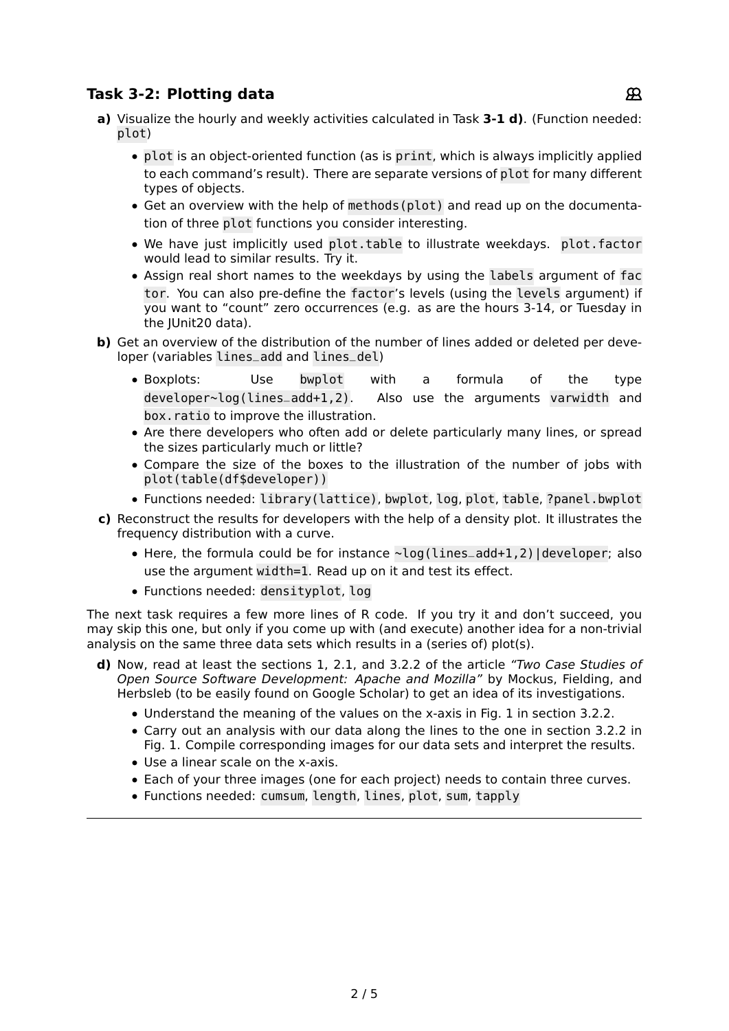### Task 3-2: Plotting data

**a)** Visualize the hourly and weekly activities calculated in Task **3-1 d)**. (Function needed: `plot`)

- `plot` is an object-oriented function (as is `print`, which is always implicitly applied to each command's result). There are separate versions of `plot` for many different types of objects.
- Get an overview with the help of `methods(plot)` and read up on the documentation of three `plot` functions you consider interesting.
- We have just implicitly used `plot.table` to illustrate weekdays. `plot.factor` would lead to similar results. Try it.
- Assign real short names to the weekdays by using the `labels` argument of `factor`. You can also pre-define the `factor`'s levels (using the `levels` argument) if you want to "count" zero occurrences (e.g. as are the hours 3-14, or Tuesday in the JUnit20 data).

**b)** Get an overview of the distribution of the number of lines added or deleted per developer (variables `lines_add` and `lines_del`)

- Boxplots: Use `bwplot` with a formula of the type `developer~log(lines_add+1,2)`. Also use the arguments `varwidth` and `box.ratio` to improve the illustration.
- Are there developers who often add or delete particularly many lines, or spread the sizes particularly much or little?
- Compare the size of the boxes to the illustration of the number of jobs with `plot(table(df$developer))`
- Functions needed: `library(lattice)`, `bwplot`, `log`, `plot`, `table`, `?panel.bwplot`

**c)** Reconstruct the results for developers with the help of a density plot. It illustrates the frequency distribution with a curve.

- Here, the formula could be for instance `~log(lines_add+1,2)|developer`; also use the argument `width=1`. Read up on it and test its effect.
- Functions needed: `densityplot`, `log`

The next task requires a few more lines of R code. If you try it and don't succeed, you may skip this one, but only if you come up with (and execute) another idea for a non-trivial analysis on the same three data sets which results in a (series of) plot(s).

**d)** Now, read at least the sections 1, 2.1, and 3.2.2 of the article *"Two Case Studies of Open Source Software Development: Apache and Mozilla"* by Mockus, Fielding, and Herbsleb (to be easily found on Google Scholar) to get an idea of its investigations.

- Understand the meaning of the values on the x-axis in Fig. 1 in section 3.2.2.
- Carry out an analysis with our data along the lines to the one in section 3.2.2 in Fig. 1. Compile corresponding images for our data sets and interpret the results.
- Use a linear scale on the x-axis.
- Each of your three images (one for each project) needs to contain three curves.
- Functions needed: `cumsum`, `length`, `lines`, `plot`, `sum`, `tapply`

---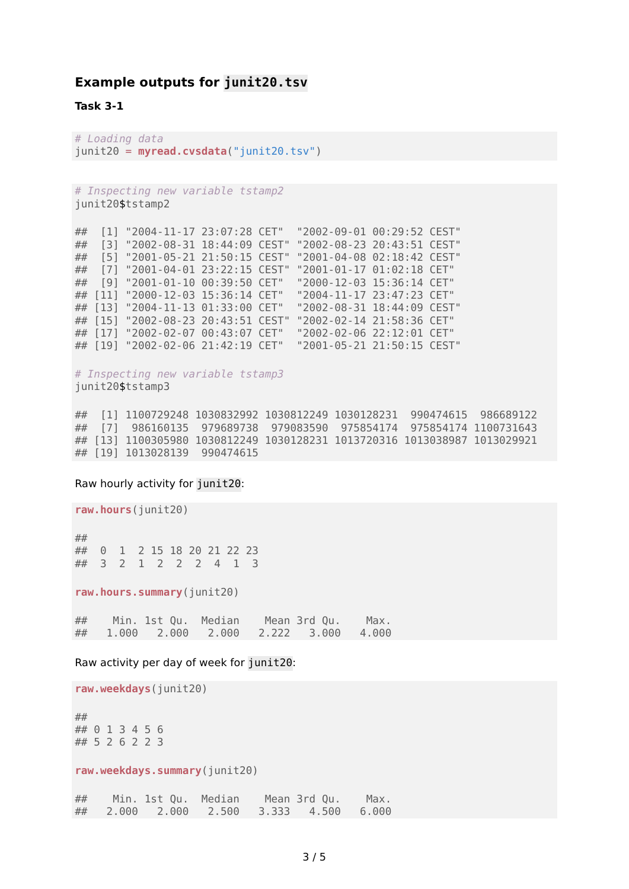### Example outputs for `junit20.tsv`

**Task 3-1**

```
# Loading data
junit20 = myread.cvsdata("junit20.tsv")
```

```
# Inspecting new variable tstamp2
junit20$tstamp2

##  [1] "2004-11-17 23:07:28 CET"  "2002-09-01 00:29:52 CEST"
##  [3] "2002-08-31 18:44:09 CEST" "2002-08-23 20:43:51 CEST"
##  [5] "2001-05-21 21:50:15 CEST" "2001-04-08 02:18:42 CEST"
##  [7] "2001-04-01 23:22:15 CEST" "2001-01-17 01:02:18 CET"
##  [9] "2001-01-10 00:39:50 CET"  "2000-12-03 15:36:14 CET"
## [11] "2000-12-03 15:36:14 CET"  "2004-11-17 23:47:23 CET"
## [13] "2004-11-13 01:33:00 CET"  "2002-08-31 18:44:09 CEST"
## [15] "2002-08-23 20:43:51 CEST" "2002-02-14 21:58:36 CET"
## [17] "2002-02-07 00:43:07 CET"  "2002-02-06 22:12:01 CET"
## [19] "2002-02-06 21:42:19 CET"  "2001-05-21 21:50:15 CEST"

# Inspecting new variable tstamp3
junit20$tstamp3

##  [1] 1100729248 1030832992 1030812249 1030128231  990474615  986689122
##  [7]  986160135  979689738  979083590  975854174  975854174 1100731643
## [13] 1100305980 1030812249 1030128231 1013720316 1013038987 1013029921
## [19] 1013028139  990474615
```

Raw hourly activity for `junit20`:

```
raw.hours(junit20)

##
##  0  1  2 15 18 20 21 22 23
##  3  2  1  2  2  2  4  1  3

raw.hours.summary(junit20)

##    Min. 1st Qu.  Median    Mean 3rd Qu.    Max.
##   1.000   2.000   2.000   2.222   3.000   4.000
```

Raw activity per day of week for `junit20`:

```
raw.weekdays(junit20)

##
## 0 1 3 4 5 6
## 5 2 6 2 2 3

raw.weekdays.summary(junit20)

##    Min. 1st Qu.  Median    Mean 3rd Qu.    Max.
##   2.000   2.000   2.500   3.333   4.500   6.000
```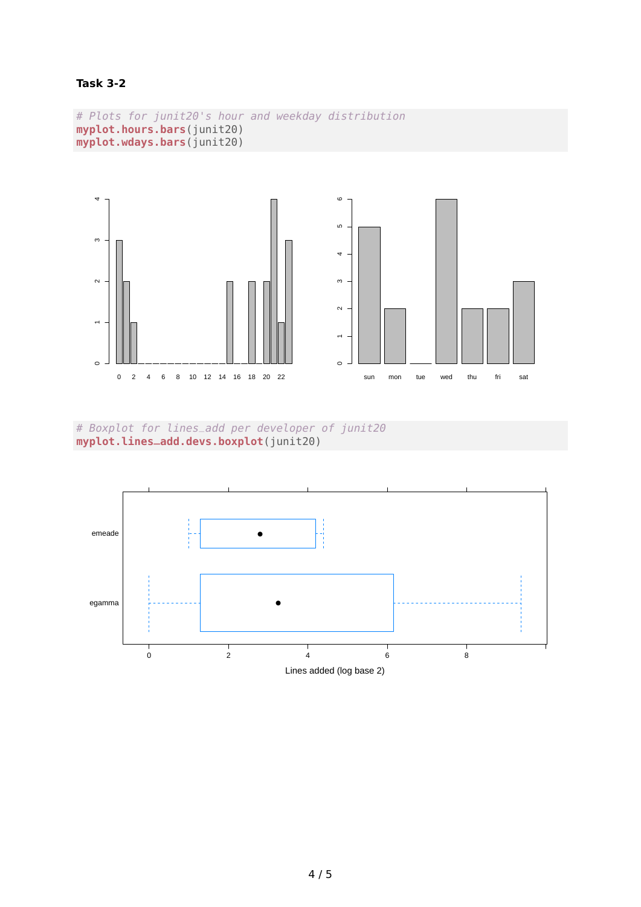**Task 3-2**

```
# Plots for junit20's hour and weekday distribution
myplot.hours.bars(junit20)
myplot.wdays.bars(junit20)
```

```
# Boxplot for lines_add per developer of junit20
myplot.lines_add.devs.boxplot(junit20)
```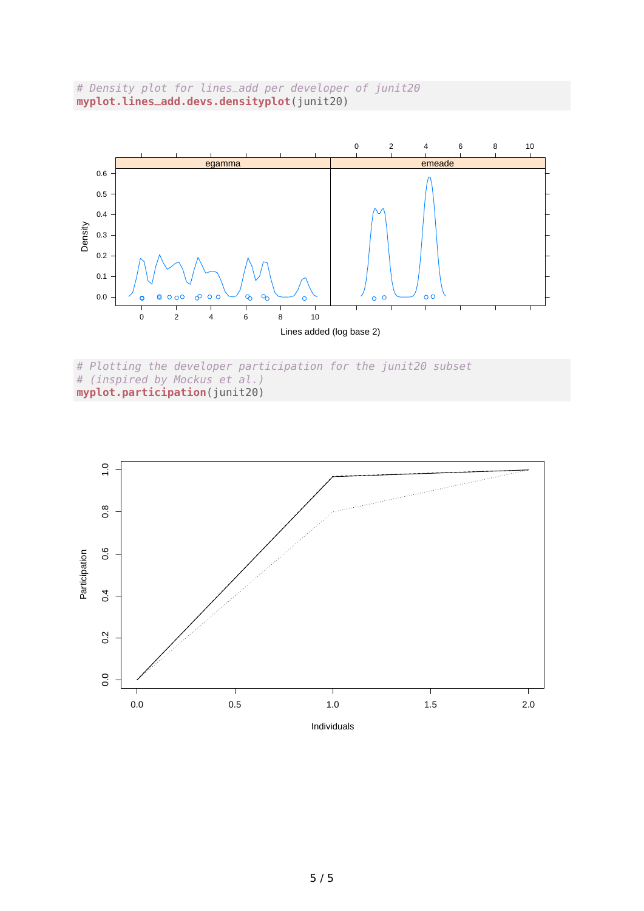```r
# Density plot for lines_add per developer of junit20
myplot.lines_add.devs.densityplot(junit20)
```

egamma

emeade

Density

0.0
0.1
0.2
0.3
0.4
0.5
0.6

0
2
4
6
8
10

Lines added (log base 2)

```r
# Plotting the developer participation for the junit20 subset
# (inspired by Mockus et al.)
myplot.participation(junit20)
```

Participation

0.0
0.2
0.4
0.6
0.8
1.0

0.0
0.5
1.0
1.5
2.0

Individuals